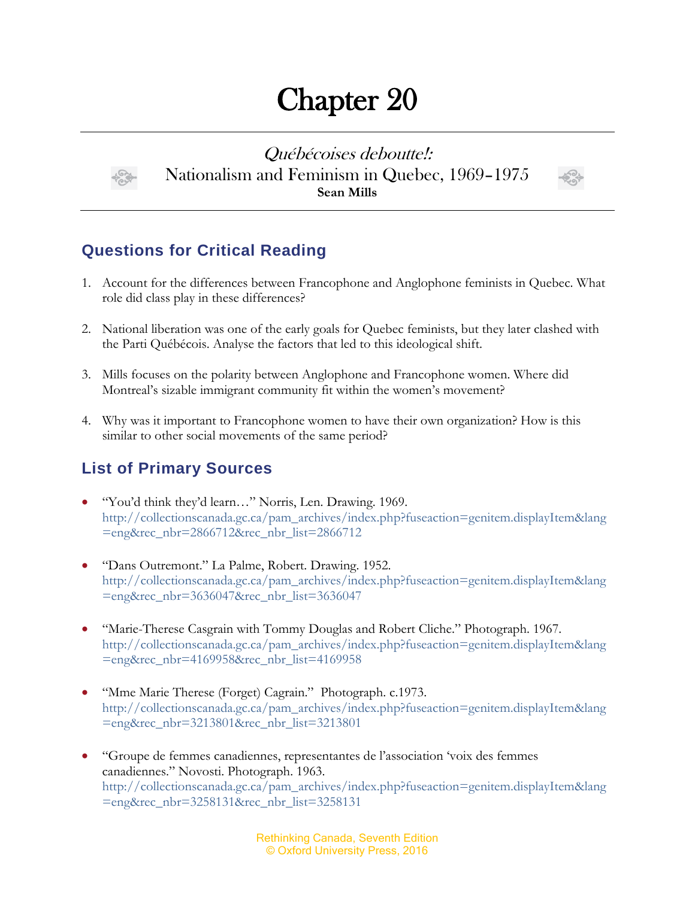# Chapter 20

## *Québécoises deboutte!*: Nationalism and Feminism in Quebec, 1969–1975

**Sean Mills**

## Questions for Critical Reading

1. Account for the differences between Francophone and Anglophone feminists in Quebec. What role did class play in these differences?

2. National liberation was one of the early goals for Quebec feminists, but they later clashed with the Parti Québécois. Analyse the factors that led to this ideological shift.

3. Mills focuses on the polarity between Anglophone and Francophone women. Where did Montreal's sizable immigrant community fit within the women's movement?

4. Why was it important to Francophone women to have their own organization? How is this similar to other social movements of the same period?

## List of Primary Sources

- "You'd think they'd learn…" Norris, Len. Drawing. 1969. http://collectionscanada.gc.ca/pam_archives/index.php?fuseaction=genitem.displayItem&lang=eng&rec_nbr=2866712&rec_nbr_list=2866712

- "Dans Outremont." La Palme, Robert. Drawing. 1952. http://collectionscanada.gc.ca/pam_archives/index.php?fuseaction=genitem.displayItem&lang=eng&rec_nbr=3636047&rec_nbr_list=3636047

- "Marie-Therese Casgrain with Tommy Douglas and Robert Cliche." Photograph. 1967. http://collectionscanada.gc.ca/pam_archives/index.php?fuseaction=genitem.displayItem&lang=eng&rec_nbr=4169958&rec_nbr_list=4169958

- "Mme Marie Therese (Forget) Cagrain." Photograph. c.1973. http://collectionscanada.gc.ca/pam_archives/index.php?fuseaction=genitem.displayItem&lang=eng&rec_nbr=3213801&rec_nbr_list=3213801

- "Groupe de femmes canadiennes, representantes de l'association 'voix des femmes canadiennes." Novosti. Photograph. 1963. http://collectionscanada.gc.ca/pam_archives/index.php?fuseaction=genitem.displayItem&lang=eng&rec_nbr=3258131&rec_nbr_list=3258131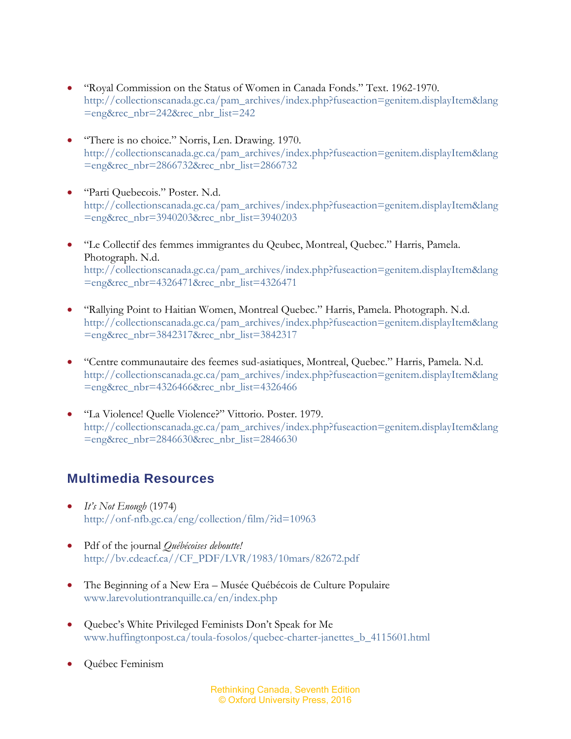- "Royal Commission on the Status of Women in Canada Fonds." Text. 1962-1970. http://collectionscanada.gc.ca/pam_archives/index.php?fuseaction=genitem.displayItem&lang=eng&rec_nbr=242&rec_nbr_list=242

- "There is no choice." Norris, Len. Drawing. 1970. http://collectionscanada.gc.ca/pam_archives/index.php?fuseaction=genitem.displayItem&lang=eng&rec_nbr=2866732&rec_nbr_list=2866732

- "Parti Quebecois." Poster. N.d. http://collectionscanada.gc.ca/pam_archives/index.php?fuseaction=genitem.displayItem&lang=eng&rec_nbr=3940203&rec_nbr_list=3940203

- "Le Collectif des femmes immigrantes du Qeubec, Montreal, Quebec." Harris, Pamela. Photograph. N.d. http://collectionscanada.gc.ca/pam_archives/index.php?fuseaction=genitem.displayItem&lang=eng&rec_nbr=4326471&rec_nbr_list=4326471

- "Rallying Point to Haitian Women, Montreal Quebec." Harris, Pamela. Photograph. N.d. http://collectionscanada.gc.ca/pam_archives/index.php?fuseaction=genitem.displayItem&lang=eng&rec_nbr=3842317&rec_nbr_list=3842317

- "Centre communautaire des feemes sud-asiatiques, Montreal, Quebec." Harris, Pamela. N.d. http://collectionscanada.gc.ca/pam_archives/index.php?fuseaction=genitem.displayItem&lang=eng&rec_nbr=4326466&rec_nbr_list=4326466

- "La Violence! Quelle Violence?" Vittorio. Poster. 1979. http://collectionscanada.gc.ca/pam_archives/index.php?fuseaction=genitem.displayItem&lang=eng&rec_nbr=2846630&rec_nbr_list=2846630

## Multimedia Resources

- *It's Not Enough* (1974)
  http://onf-nfb.gc.ca/eng/collection/film/?id=10963

- Pdf of the journal *Québécoises deboutte!*
  http://bv.cdeacf.ca//CF_PDF/LVR/1983/10mars/82672.pdf

- The Beginning of a New Era – Musée Québécois de Culture Populaire
  www.larevolutiontranquille.ca/en/index.php

- Quebec's White Privileged Feminists Don't Speak for Me
  www.huffingtonpost.ca/toula-fosolos/quebec-charter-janettes_b_4115601.html

- Québec Feminism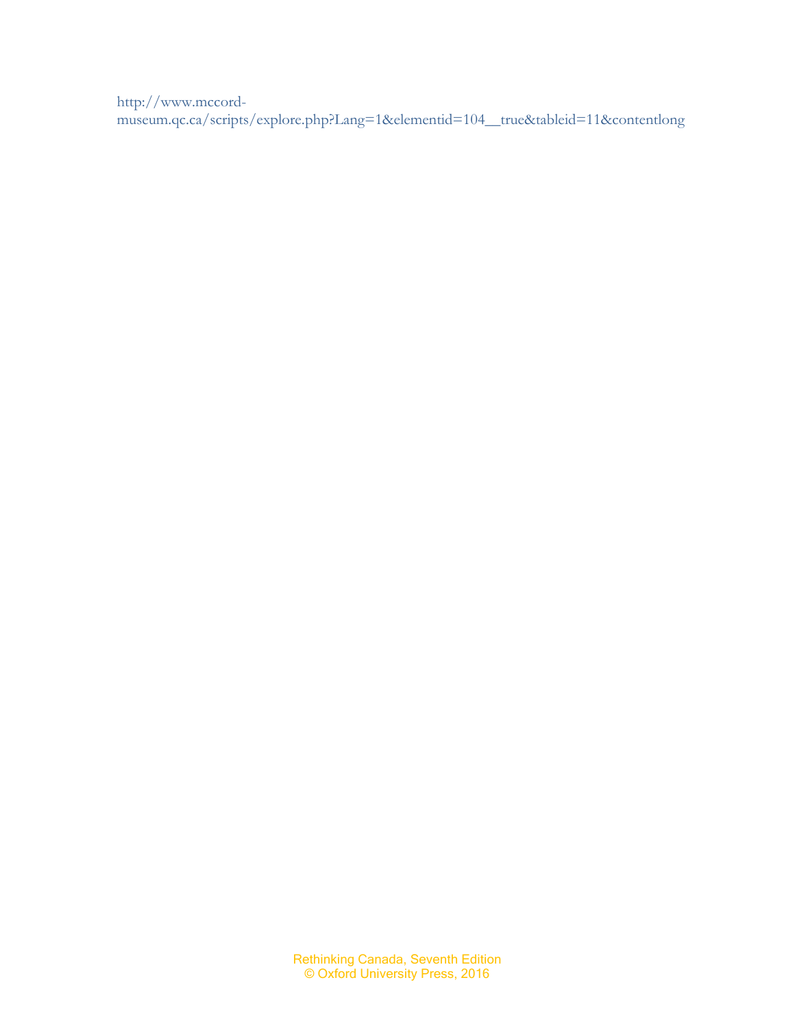http://www.mccord-museum.qc.ca/scripts/explore.php?Lang=1&elementid=104__true&tableid=11&contentlong